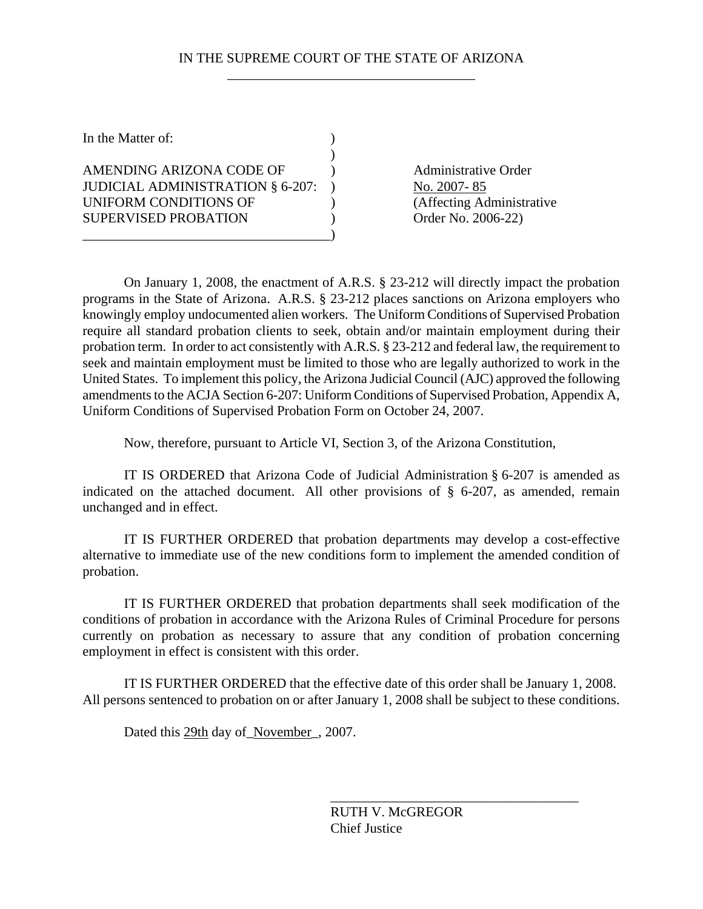IN THE SUPREME COURT OF THE STATE OF ARIZONA

| | | |
|---|---|---|
| In the Matter of: | ) | |
| | ) | |
| AMENDING ARIZONA CODE OF | ) | Administrative Order |
| JUDICIAL ADMINISTRATION § 6-207: | ) | No. 2007- 85 |
| UNIFORM CONDITIONS OF | ) | (Affecting Administrative |
| SUPERVISED PROBATION | ) | Order No. 2006-22) |
| | ) | |

On January 1, 2008, the enactment of A.R.S. § 23-212 will directly impact the probation programs in the State of Arizona. A.R.S. § 23-212 places sanctions on Arizona employers who knowingly employ undocumented alien workers. The Uniform Conditions of Supervised Probation require all standard probation clients to seek, obtain and/or maintain employment during their probation term. In order to act consistently with A.R.S. § 23-212 and federal law, the requirement to seek and maintain employment must be limited to those who are legally authorized to work in the United States. To implement this policy, the Arizona Judicial Council (AJC) approved the following amendments to the ACJA Section 6-207: Uniform Conditions of Supervised Probation, Appendix A, Uniform Conditions of Supervised Probation Form on October 24, 2007.

Now, therefore, pursuant to Article VI, Section 3, of the Arizona Constitution,

IT IS ORDERED that Arizona Code of Judicial Administration § 6-207 is amended as indicated on the attached document. All other provisions of § 6-207, as amended, remain unchanged and in effect.

IT IS FURTHER ORDERED that probation departments may develop a cost-effective alternative to immediate use of the new conditions form to implement the amended condition of probation.

IT IS FURTHER ORDERED that probation departments shall seek modification of the conditions of probation in accordance with the Arizona Rules of Criminal Procedure for persons currently on probation as necessary to assure that any condition of probation concerning employment in effect is consistent with this order.

IT IS FURTHER ORDERED that the effective date of this order shall be January 1, 2008. All persons sentenced to probation on or after January 1, 2008 shall be subject to these conditions.

Dated this 29th day of November , 2007.

RUTH V. McGREGOR
Chief Justice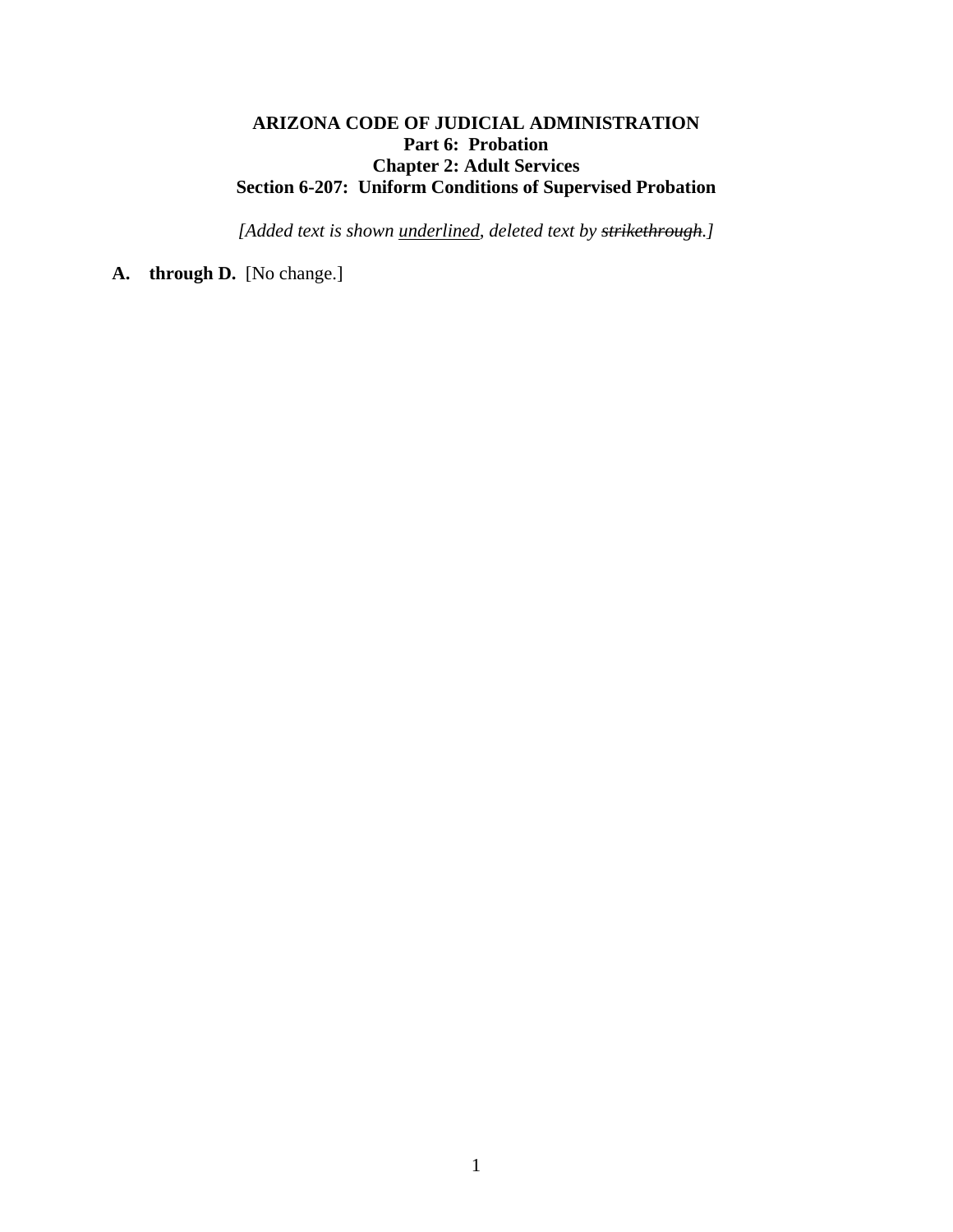**ARIZONA CODE OF JUDICIAL ADMINISTRATION**
**Part 6: Probation**
**Chapter 2: Adult Services**
**Section 6-207: Uniform Conditions of Supervised Probation**

*[Added text is shown underlined, deleted text by ~~strikethrough~~.]*

**A. through D.** [No change.]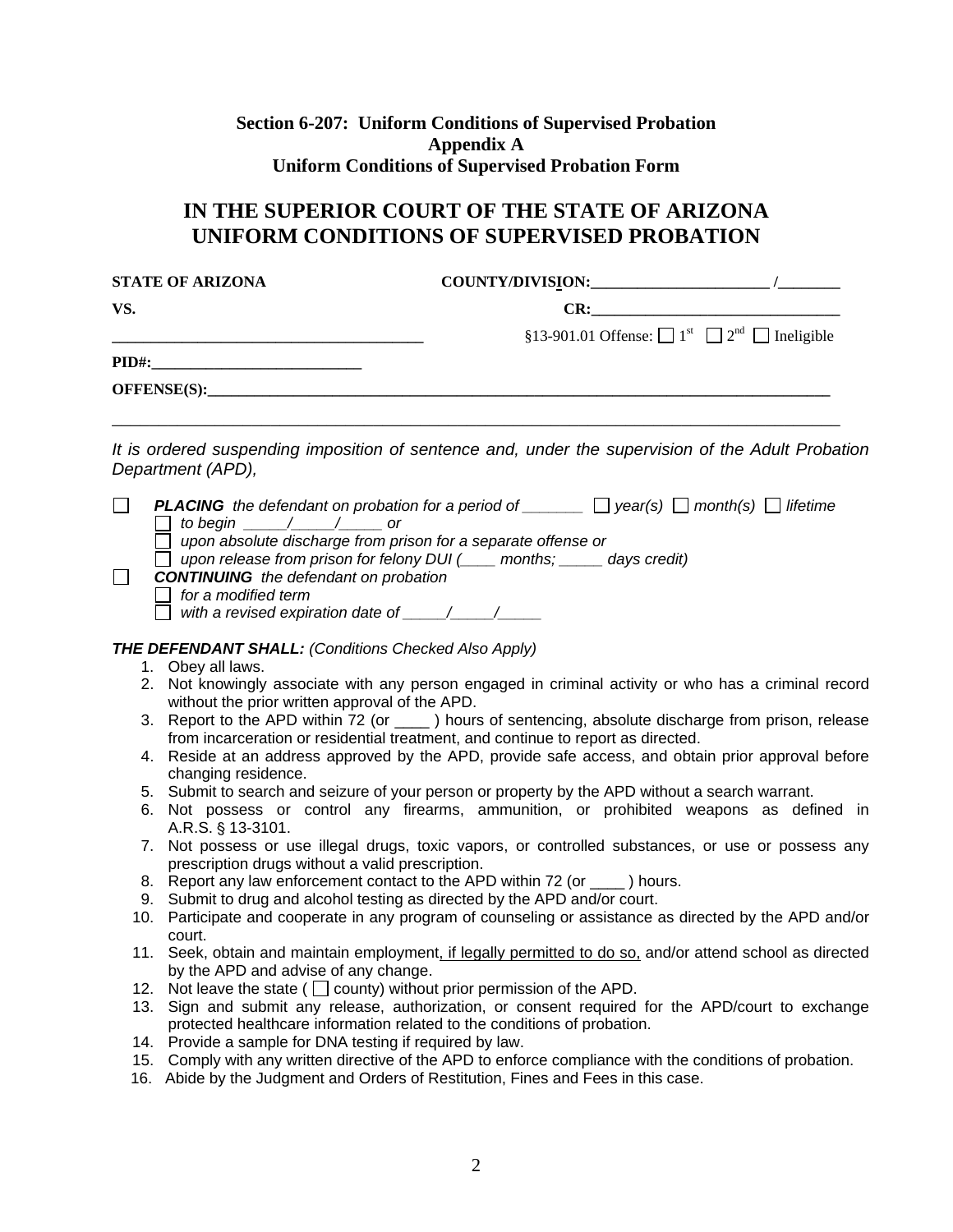**Section 6-207: Uniform Conditions of Supervised Probation**
**Appendix A**
**Uniform Conditions of Supervised Probation Form**

# IN THE SUPERIOR COURT OF THE STATE OF ARIZONA
# UNIFORM CONDITIONS OF SUPERVISED PROBATION

**STATE OF ARIZONA** **COUNTY/DIVISION:_______________________ /________**

**VS.** **CR:________________________________**

**_______________________________________** §13-901.01 Offense: ☐ 1st ☐ 2nd ☐ Ineligible

**PID#:___________________________**

**OFFENSE(S):______________________________________________________________________________________**

_____________________________________________________________________________________________

*It is ordered suspending imposition of sentence and, under the supervision of the Adult Probation Department (APD),*

☐ ***PLACING*** *the defendant on probation for a period of _______ ☐ year(s) ☐ month(s) ☐ lifetime*
- ☐ *to begin _____/_____/_____ or*
- ☐ *upon absolute discharge from prison for a separate offense or*
- ☐ *upon release from prison for felony DUI (____ months; _____ days credit)*

☐ ***CONTINUING*** *the defendant on probation*
- ☐ *for a modified term*
- ☐ *with a revised expiration date of _____/_____/_____*

***THE DEFENDANT SHALL:*** *(Conditions Checked Also Apply)*

1. Obey all laws.
2. Not knowingly associate with any person engaged in criminal activity or who has a criminal record without the prior written approval of the APD.
3. Report to the APD within 72 (or ____ ) hours of sentencing, absolute discharge from prison, release from incarceration or residential treatment, and continue to report as directed.
4. Reside at an address approved by the APD, provide safe access, and obtain prior approval before changing residence.
5. Submit to search and seizure of your person or property by the APD without a search warrant.
6. Not possess or control any firearms, ammunition, or prohibited weapons as defined in A.R.S. § 13-3101.
7. Not possess or use illegal drugs, toxic vapors, or controlled substances, or use or possess any prescription drugs without a valid prescription.
8. Report any law enforcement contact to the APD within 72 (or ____ ) hours.
9. Submit to drug and alcohol testing as directed by the APD and/or court.
10. Participate and cooperate in any program of counseling or assistance as directed by the APD and/or court.
11. Seek, obtain and maintain employment, if legally permitted to do so, and/or attend school as directed by the APD and advise of any change.
12. Not leave the state ( ☐ county) without prior permission of the APD.
13. Sign and submit any release, authorization, or consent required for the APD/court to exchange protected healthcare information related to the conditions of probation.
14. Provide a sample for DNA testing if required by law.
15. Comply with any written directive of the APD to enforce compliance with the conditions of probation.
16. Abide by the Judgment and Orders of Restitution, Fines and Fees in this case.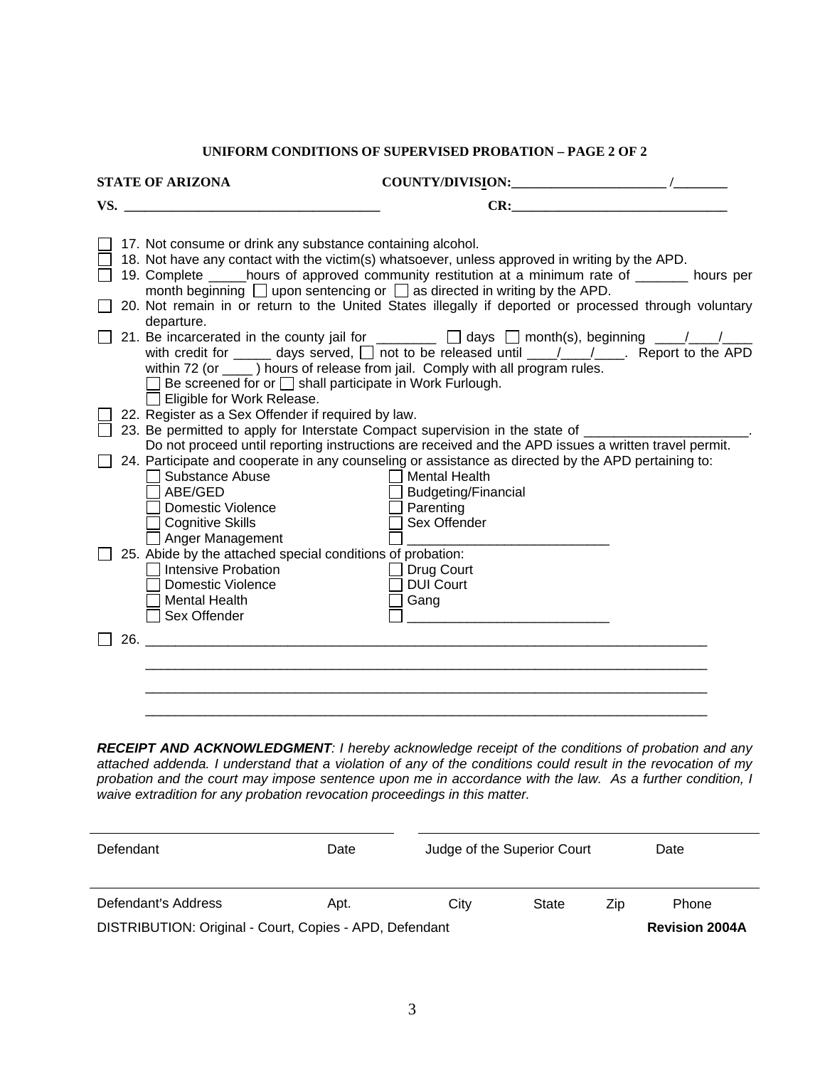**UNIFORM CONDITIONS OF SUPERVISED PROBATION – PAGE 2 OF 2**

**STATE OF ARIZONA** **COUNTY/DIVISION:______________________ /________**

**VS. _____________________________________** **CR:________________________________**

☐ 17. Not consume or drink any substance containing alcohol.

☐ 18. Not have any contact with the victim(s) whatsoever, unless approved in writing by the APD.

☐ 19. Complete _____hours of approved community restitution at a minimum rate of _______ hours per month beginning ☐ upon sentencing or ☐ as directed in writing by the APD.

☐ 20. Not remain in or return to the United States illegally if deported or processed through voluntary departure.

☐ 21. Be incarcerated in the county jail for ________ ☐ days ☐ month(s), beginning ____/____/____ with credit for _____ days served, ☐ not to be released until ____/____/____. Report to the APD within 72 (or ____ ) hours of release from jail. Comply with all program rules.
☐ Be screened for or ☐ shall participate in Work Furlough.
☐ Eligible for Work Release.

☐ 22. Register as a Sex Offender if required by law.

☐ 23. Be permitted to apply for Interstate Compact supervision in the state of ______________________. Do not proceed until reporting instructions are received and the APD issues a written travel permit.

☐ 24. Participate and cooperate in any counseling or assistance as directed by the APD pertaining to:
- ☐ Substance Abuse
- ☐ ABE/GED
- ☐ Domestic Violence
- ☐ Cognitive Skills
- ☐ Anger Management
- ☐ Mental Health
- ☐ Budgeting/Financial
- ☐ Parenting
- ☐ Sex Offender
- ☐ ___________________________

☐ 25. Abide by the attached special conditions of probation:
- ☐ Intensive Probation
- ☐ Domestic Violence
- ☐ Mental Health
- ☐ Sex Offender
- ☐ Drug Court
- ☐ DUI Court
- ☐ Gang
- ☐ ___________________________

☐ 26. ____________________________________________________________________________

____________________________________________________________________________

____________________________________________________________________________

____________________________________________________________________________

***RECEIPT AND ACKNOWLEDGMENT****: I hereby acknowledge receipt of the conditions of probation and any attached addenda. I understand that a violation of any of the conditions could result in the revocation of my probation and the court may impose sentence upon me in accordance with the law. As a further condition, I waive extradition for any probation revocation proceedings in this matter.*

| | | | | | |
|---|---|---|---|---|---|
| Defendant | Date | Judge of the Superior Court | | | Date |
| Defendant's Address | Apt. | City | State | Zip | Phone |

DISTRIBUTION: Original - Court, Copies - APD, Defendant **Revision 2004A**